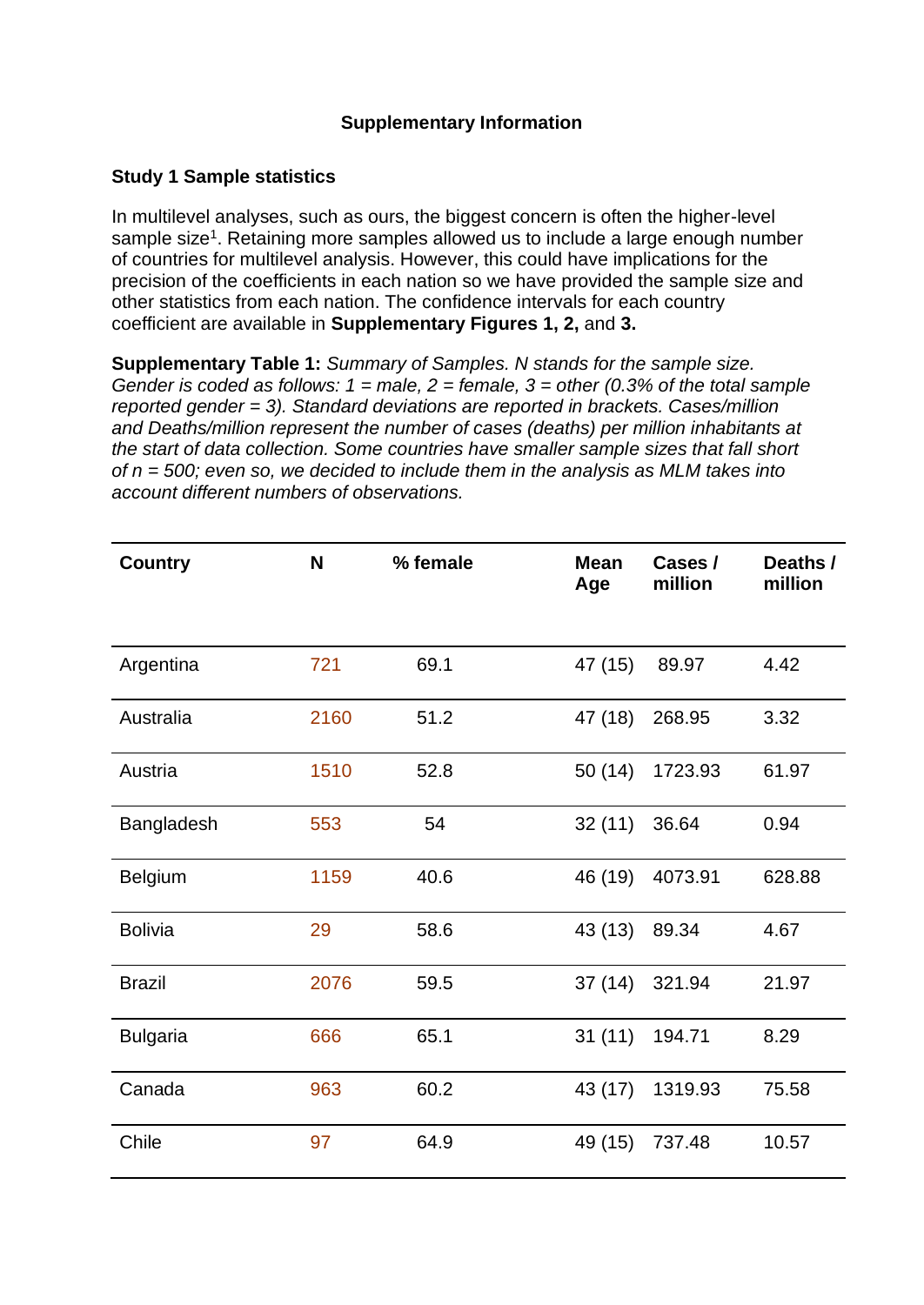**Supplementary Information**

**Study 1 Sample statistics**

In multilevel analyses, such as ours, the biggest concern is often the higher-level sample size[1]. Retaining more samples allowed us to include a large enough number of countries for multilevel analysis. However, this could have implications for the precision of the coefficients in each nation so we have provided the sample size and other statistics from each nation. The confidence intervals for each country coefficient are available in **Supplementary Figures 1, 2,** and **3.**

**Supplementary Table 1:** *Summary of Samples. N stands for the sample size. Gender is coded as follows: 1 = male, 2 = female, 3 = other (0.3% of the total sample reported gender = 3). Standard deviations are reported in brackets. Cases/million and Deaths/million represent the number of cases (deaths) per million inhabitants at the start of data collection. Some countries have smaller sample sizes that fall short of n = 500; even so, we decided to include them in the analysis as MLM takes into account different numbers of observations.*

| Country | N | % female | Mean Age | Cases / million | Deaths / million |
|---|---|---|---|---|---|
| Argentina | 721 | 69.1 | 47 (15) | 89.97 | 4.42 |
| Australia | 2160 | 51.2 | 47 (18) | 268.95 | 3.32 |
| Austria | 1510 | 52.8 | 50 (14) | 1723.93 | 61.97 |
| Bangladesh | 553 | 54 | 32 (11) | 36.64 | 0.94 |
| Belgium | 1159 | 40.6 | 46 (19) | 4073.91 | 628.88 |
| Bolivia | 29 | 58.6 | 43 (13) | 89.34 | 4.67 |
| Brazil | 2076 | 59.5 | 37 (14) | 321.94 | 21.97 |
| Bulgaria | 666 | 65.1 | 31 (11) | 194.71 | 8.29 |
| Canada | 963 | 60.2 | 43 (17) | 1319.93 | 75.58 |
| Chile | 97 | 64.9 | 49 (15) | 737.48 | 10.57 |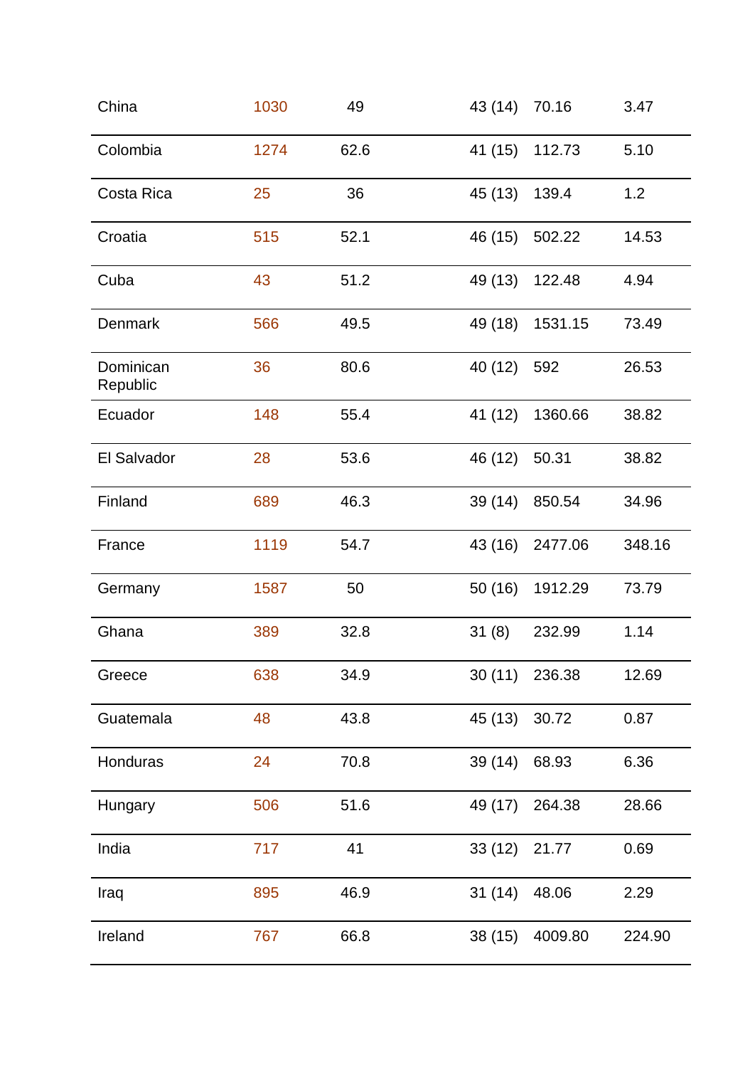| | | | | | |
|---|---|---|---|---|---|
| China | 1030 | 49 | 43 (14) | 70.16 | 3.47 |
| Colombia | 1274 | 62.6 | 41 (15) | 112.73 | 5.10 |
| Costa Rica | 25 | 36 | 45 (13) | 139.4 | 1.2 |
| Croatia | 515 | 52.1 | 46 (15) | 502.22 | 14.53 |
| Cuba | 43 | 51.2 | 49 (13) | 122.48 | 4.94 |
| Denmark | 566 | 49.5 | 49 (18) | 1531.15 | 73.49 |
| Dominican Republic | 36 | 80.6 | 40 (12) | 592 | 26.53 |
| Ecuador | 148 | 55.4 | 41 (12) | 1360.66 | 38.82 |
| El Salvador | 28 | 53.6 | 46 (12) | 50.31 | 38.82 |
| Finland | 689 | 46.3 | 39 (14) | 850.54 | 34.96 |
| France | 1119 | 54.7 | 43 (16) | 2477.06 | 348.16 |
| Germany | 1587 | 50 | 50 (16) | 1912.29 | 73.79 |
| Ghana | 389 | 32.8 | 31 (8) | 232.99 | 1.14 |
| Greece | 638 | 34.9 | 30 (11) | 236.38 | 12.69 |
| Guatemala | 48 | 43.8 | 45 (13) | 30.72 | 0.87 |
| Honduras | 24 | 70.8 | 39 (14) | 68.93 | 6.36 |
| Hungary | 506 | 51.6 | 49 (17) | 264.38 | 28.66 |
| India | 717 | 41 | 33 (12) | 21.77 | 0.69 |
| Iraq | 895 | 46.9 | 31 (14) | 48.06 | 2.29 |
| Ireland | 767 | 66.8 | 38 (15) | 4009.80 | 224.90 |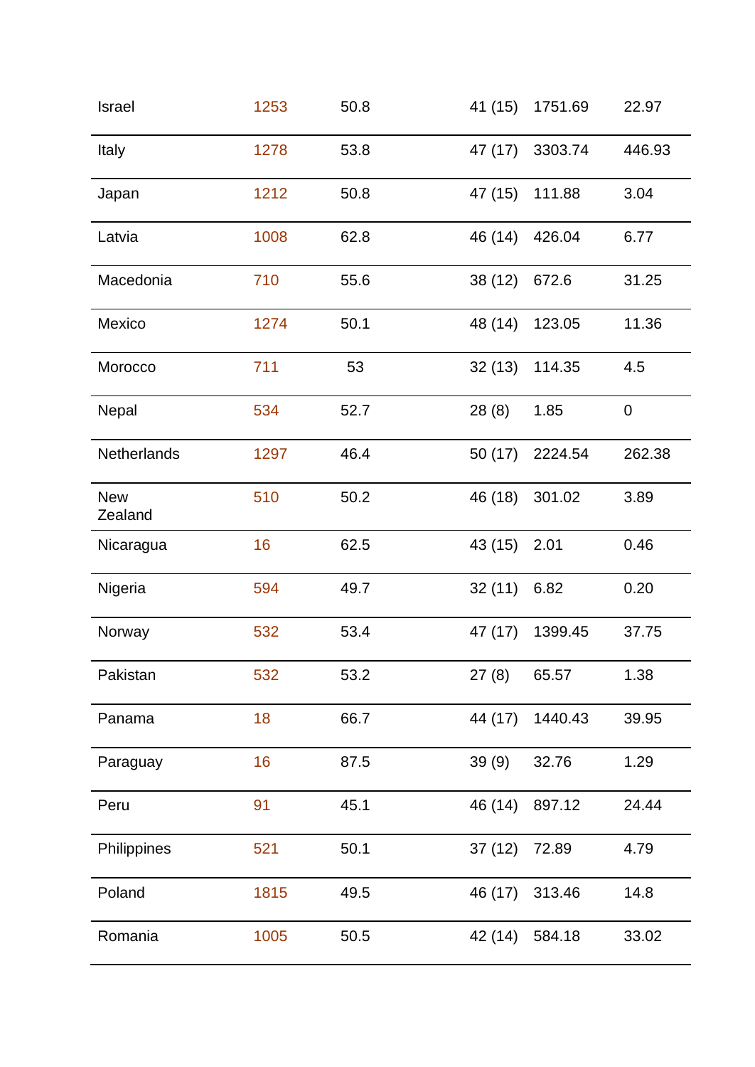|  |  |  |  |  |  |
|---|---|---|---|---|---|
| Israel | 1253 | 50.8 | 41 (15) | 1751.69 | 22.97 |
| Italy | 1278 | 53.8 | 47 (17) | 3303.74 | 446.93 |
| Japan | 1212 | 50.8 | 47 (15) | 111.88 | 3.04 |
| Latvia | 1008 | 62.8 | 46 (14) | 426.04 | 6.77 |
| Macedonia | 710 | 55.6 | 38 (12) | 672.6 | 31.25 |
| Mexico | 1274 | 50.1 | 48 (14) | 123.05 | 11.36 |
| Morocco | 711 | 53 | 32 (13) | 114.35 | 4.5 |
| Nepal | 534 | 52.7 | 28 (8) | 1.85 | 0 |
| Netherlands | 1297 | 46.4 | 50 (17) | 2224.54 | 262.38 |
| New Zealand | 510 | 50.2 | 46 (18) | 301.02 | 3.89 |
| Nicaragua | 16 | 62.5 | 43 (15) | 2.01 | 0.46 |
| Nigeria | 594 | 49.7 | 32 (11) | 6.82 | 0.20 |
| Norway | 532 | 53.4 | 47 (17) | 1399.45 | 37.75 |
| Pakistan | 532 | 53.2 | 27 (8) | 65.57 | 1.38 |
| Panama | 18 | 66.7 | 44 (17) | 1440.43 | 39.95 |
| Paraguay | 16 | 87.5 | 39 (9) | 32.76 | 1.29 |
| Peru | 91 | 45.1 | 46 (14) | 897.12 | 24.44 |
| Philippines | 521 | 50.1 | 37 (12) | 72.89 | 4.79 |
| Poland | 1815 | 49.5 | 46 (17) | 313.46 | 14.8 |
| Romania | 1005 | 50.5 | 42 (14) | 584.18 | 33.02 |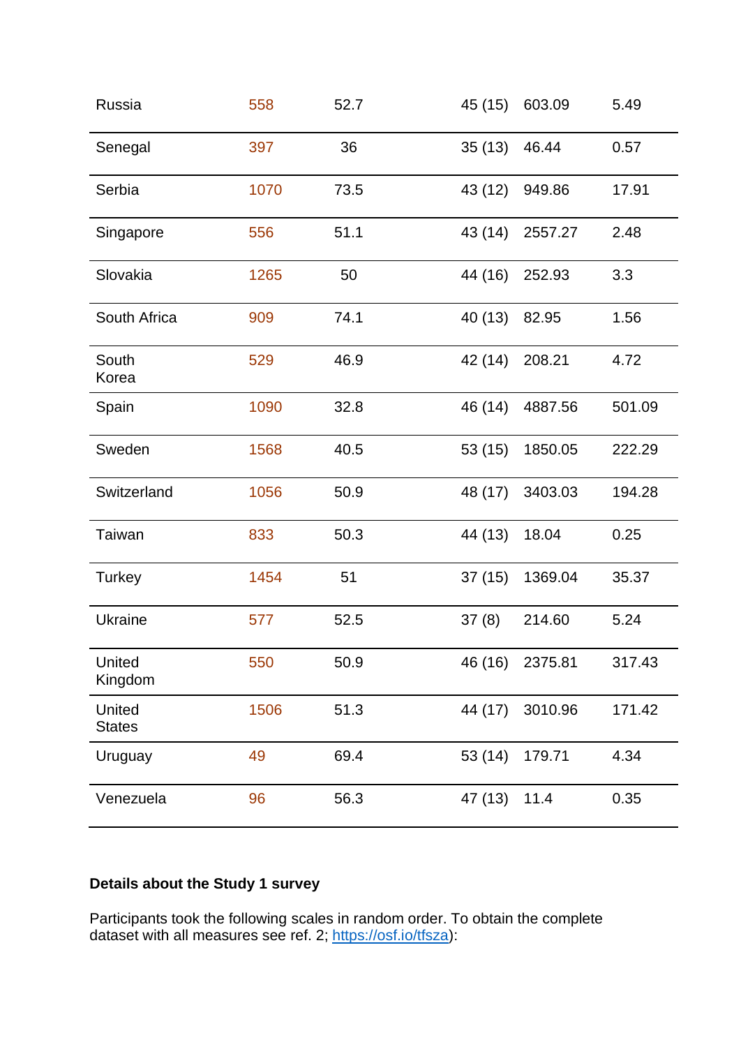| | | | | | |
|---|---|---|---|---|---|
| Russia | 558 | 52.7 | 45 (15) | 603.09 | 5.49 |
| Senegal | 397 | 36 | 35 (13) | 46.44 | 0.57 |
| Serbia | 1070 | 73.5 | 43 (12) | 949.86 | 17.91 |
| Singapore | 556 | 51.1 | 43 (14) | 2557.27 | 2.48 |
| Slovakia | 1265 | 50 | 44 (16) | 252.93 | 3.3 |
| South Africa | 909 | 74.1 | 40 (13) | 82.95 | 1.56 |
| South Korea | 529 | 46.9 | 42 (14) | 208.21 | 4.72 |
| Spain | 1090 | 32.8 | 46 (14) | 4887.56 | 501.09 |
| Sweden | 1568 | 40.5 | 53 (15) | 1850.05 | 222.29 |
| Switzerland | 1056 | 50.9 | 48 (17) | 3403.03 | 194.28 |
| Taiwan | 833 | 50.3 | 44 (13) | 18.04 | 0.25 |
| Turkey | 1454 | 51 | 37 (15) | 1369.04 | 35.37 |
| Ukraine | 577 | 52.5 | 37 (8) | 214.60 | 5.24 |
| United Kingdom | 550 | 50.9 | 46 (16) | 2375.81 | 317.43 |
| United States | 1506 | 51.3 | 44 (17) | 3010.96 | 171.42 |
| Uruguay | 49 | 69.4 | 53 (14) | 179.71 | 4.34 |
| Venezuela | 96 | 56.3 | 47 (13) | 11.4 | 0.35 |

**Details about the Study 1 survey**

Participants took the following scales in random order. To obtain the complete dataset with all measures see ref. 2; https://osf.io/tfsza):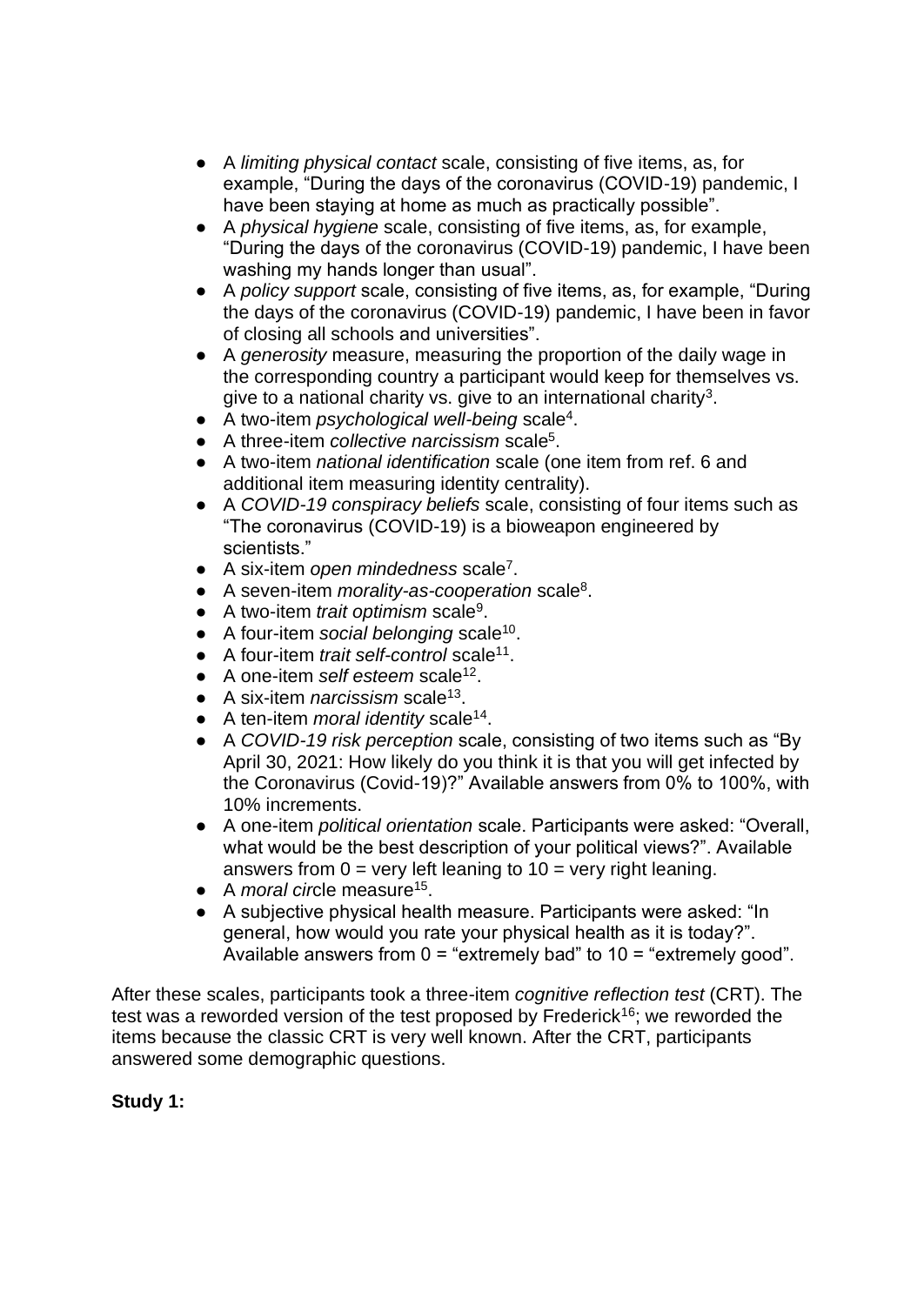- A *limiting physical contact* scale, consisting of five items, as, for example, “During the days of the coronavirus (COVID-19) pandemic, I have been staying at home as much as practically possible”.
- A *physical hygiene* scale, consisting of five items, as, for example, “During the days of the coronavirus (COVID-19) pandemic, I have been washing my hands longer than usual”.
- A *policy support* scale, consisting of five items, as, for example, “During the days of the coronavirus (COVID-19) pandemic, I have been in favor of closing all schools and universities”.
- A *generosity* measure, measuring the proportion of the daily wage in the corresponding country a participant would keep for themselves vs. give to a national charity vs. give to an international charity[3].
- A two-item *psychological well-being* scale[4].
- A three-item *collective narcissism* scale[5].
- A two-item *national identification* scale (one item from ref. 6 and additional item measuring identity centrality).
- A *COVID-19 conspiracy beliefs* scale, consisting of four items such as “The coronavirus (COVID-19) is a bioweapon engineered by scientists.”
- A six-item *open mindedness* scale[7].
- A seven-item *morality-as-cooperation* scale[8].
- A two-item *trait optimism* scale[9].
- A four-item *social belonging* scale[10].
- A four-item *trait self-control* scale[11].
- A one-item *self esteem* scale[12].
- A six-item *narcissism* scale[13].
- A ten-item *moral identity* scale[14].
- A *COVID-19 risk perception* scale, consisting of two items such as “By April 30, 2021: How likely do you think it is that you will get infected by the Coronavirus (Covid-19)?” Available answers from 0% to 100%, with 10% increments.
- A one-item *political orientation* scale. Participants were asked: “Overall, what would be the best description of your political views?”. Available answers from 0 = very left leaning to 10 = very right leaning.
- A *moral circle* measure[15].
- A subjective physical health measure. Participants were asked: “In general, how would you rate your physical health as it is today?”. Available answers from 0 = “extremely bad” to 10 = “extremely good”.

After these scales, participants took a three-item *cognitive reflection test* (CRT). The test was a reworded version of the test proposed by Frederick[16]; we reworded the items because the classic CRT is very well known. After the CRT, participants answered some demographic questions.

**Study 1:**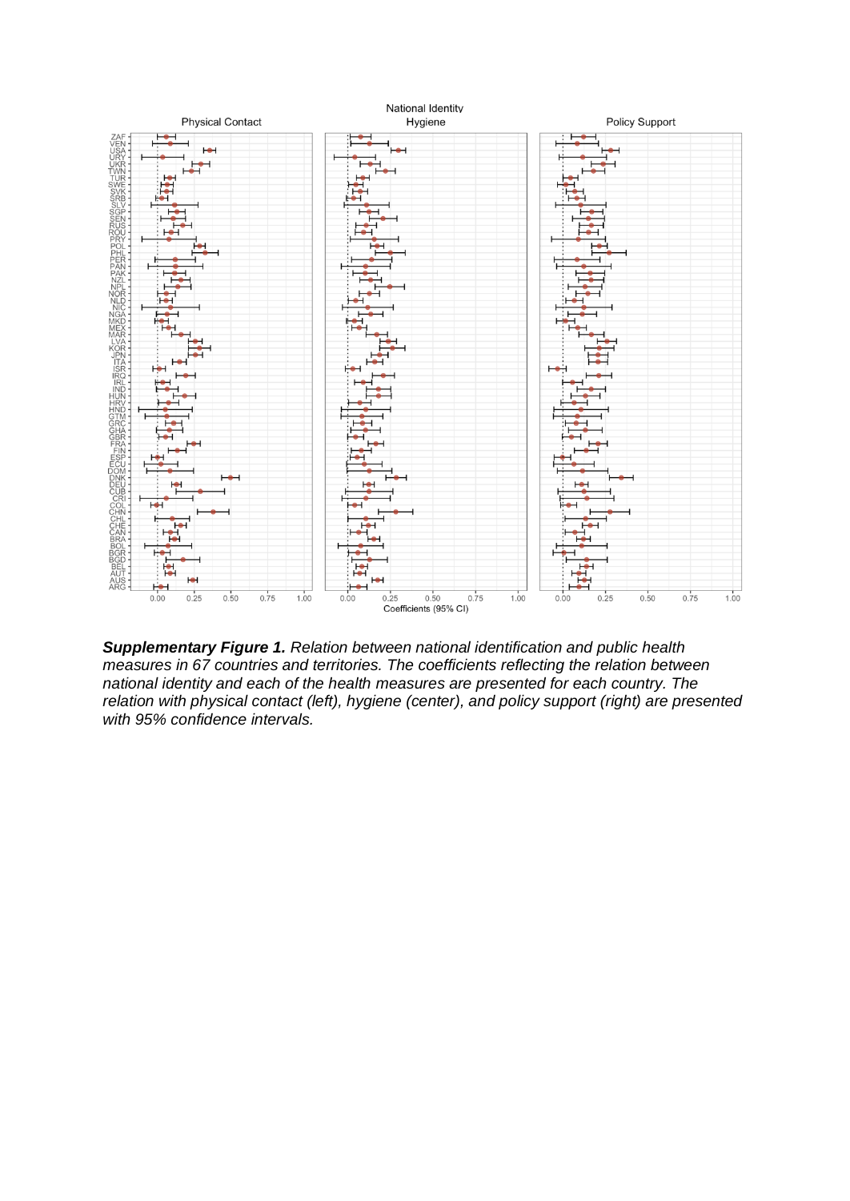**Supplementary Figure 1.** *Relation between national identification and public health measures in 67 countries and territories. The coefficients reflecting the relation between national identity and each of the health measures are presented for each country. The relation with physical contact (left), hygiene (center), and policy support (right) are presented with 95% confidence intervals.*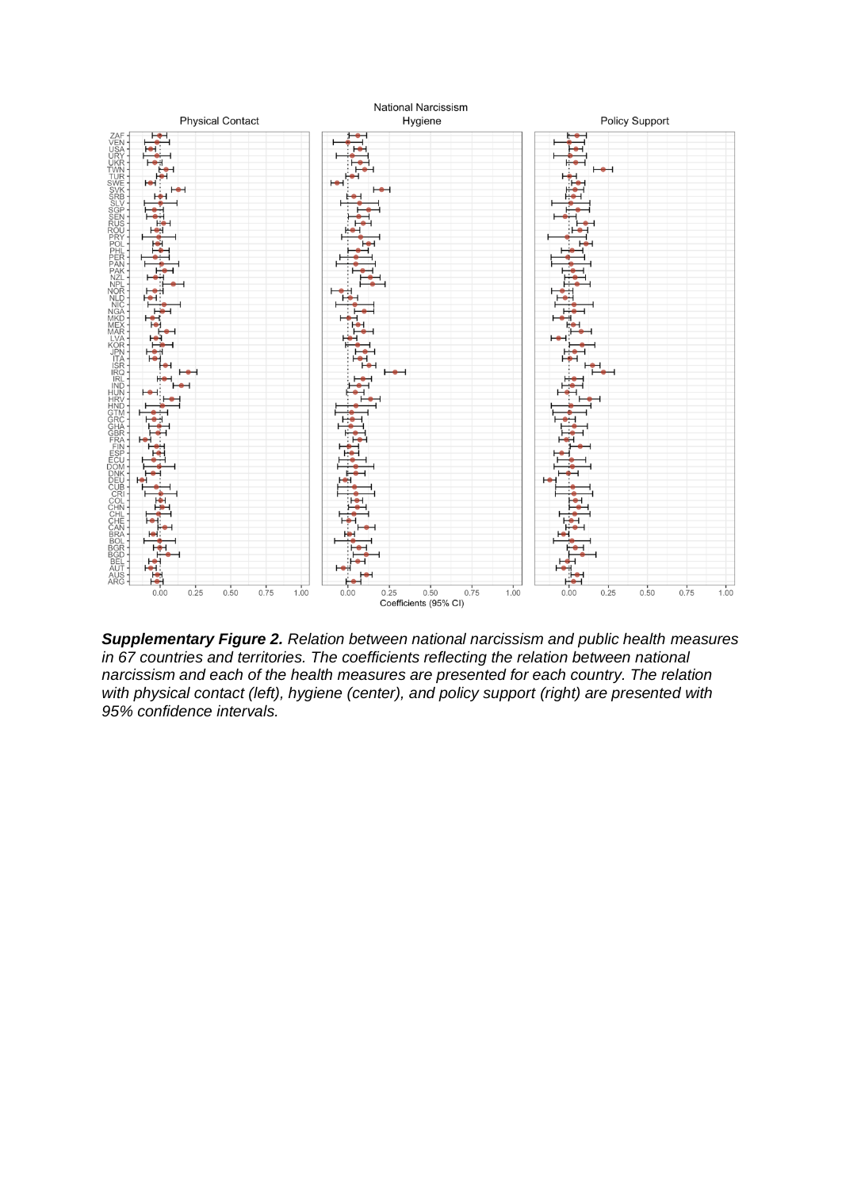***Supplementary Figure 2.*** *Relation between national narcissism and public health measures in 67 countries and territories. The coefficients reflecting the relation between national narcissism and each of the health measures are presented for each country. The relation with physical contact (left), hygiene (center), and policy support (right) are presented with 95% confidence intervals.*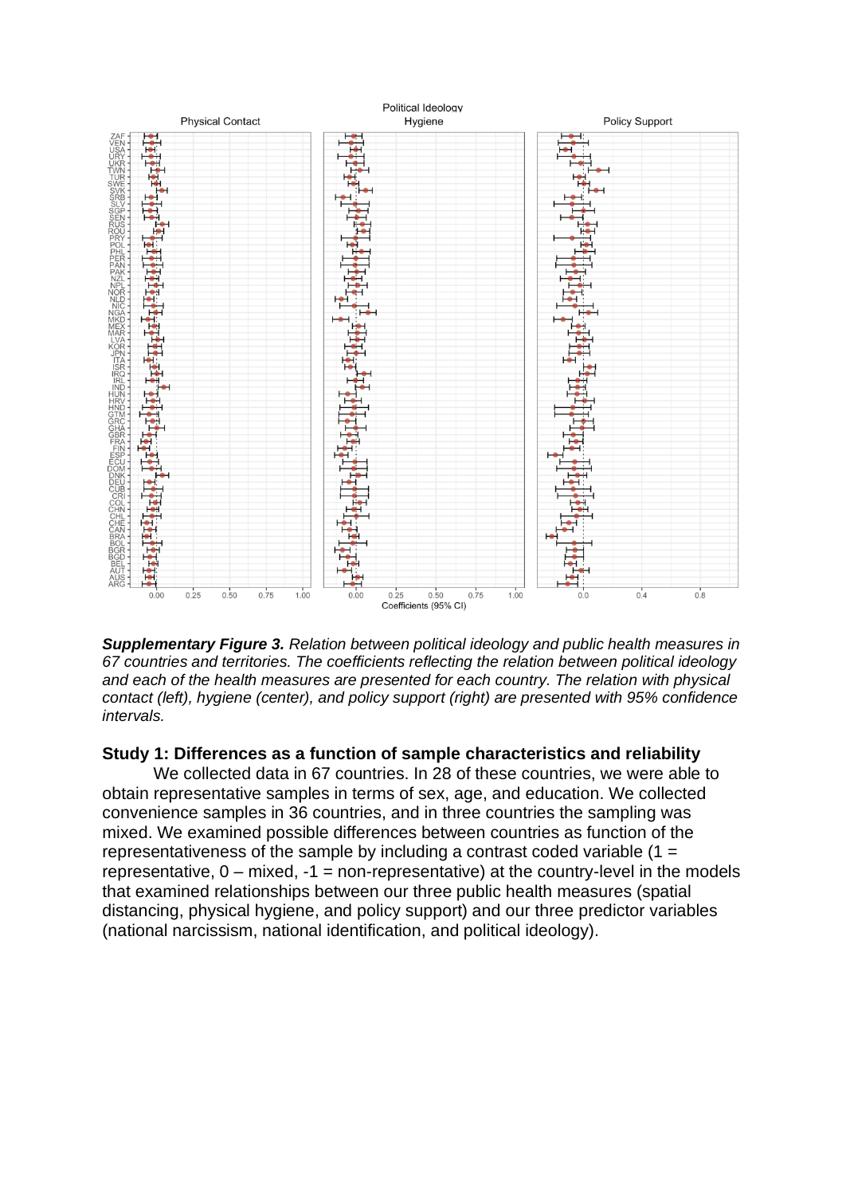***Supplementary Figure 3.*** *Relation between political ideology and public health measures in 67 countries and territories. The coefficients reflecting the relation between political ideology and each of the health measures are presented for each country. The relation with physical contact (left), hygiene (center), and policy support (right) are presented with 95% confidence intervals.*

### Study 1: Differences as a function of sample characteristics and reliability

We collected data in 67 countries. In 28 of these countries, we were able to obtain representative samples in terms of sex, age, and education. We collected convenience samples in 36 countries, and in three countries the sampling was mixed. We examined possible differences between countries as function of the representativeness of the sample by including a contrast coded variable (1 = representative, 0 – mixed, -1 = non-representative) at the country-level in the models that examined relationships between our three public health measures (spatial distancing, physical hygiene, and policy support) and our three predictor variables (national narcissism, national identification, and political ideology).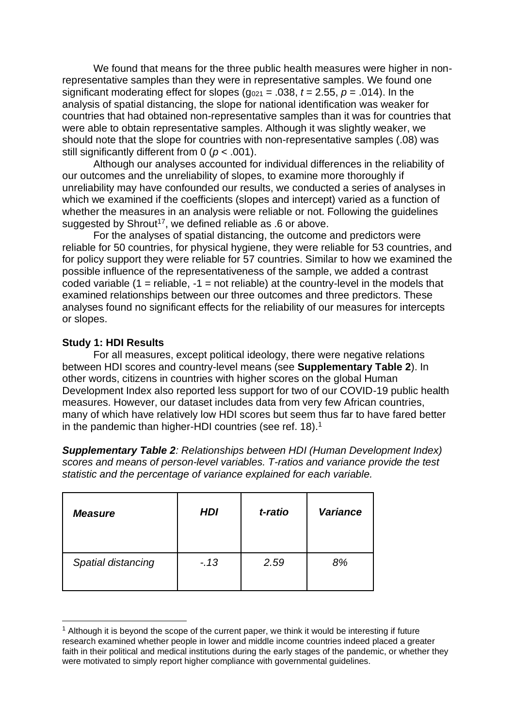We found that means for the three public health measures were higher in non-representative samples than they were in representative samples. We found one significant moderating effect for slopes ($g_{021}$ = .038, $t$ = 2.55, $p$ = .014). In the analysis of spatial distancing, the slope for national identification was weaker for countries that had obtained non-representative samples than it was for countries that were able to obtain representative samples. Although it was slightly weaker, we should note that the slope for countries with non-representative samples (.08) was still significantly different from 0 ($p < .001$).

Although our analyses accounted for individual differences in the reliability of our outcomes and the unreliability of slopes, to examine more thoroughly if unreliability may have confounded our results, we conducted a series of analyses in which we examined if the coefficients (slopes and intercept) varied as a function of whether the measures in an analysis were reliable or not. Following the guidelines suggested by Shrout[17], we defined reliable as .6 or above.

For the analyses of spatial distancing, the outcome and predictors were reliable for 50 countries, for physical hygiene, they were reliable for 53 countries, and for policy support they were reliable for 57 countries. Similar to how we examined the possible influence of the representativeness of the sample, we added a contrast coded variable (1 = reliable, -1 = not reliable) at the country-level in the models that examined relationships between our three outcomes and three predictors. These analyses found no significant effects for the reliability of our measures for intercepts or slopes.

**Study 1: HDI Results**

For all measures, except political ideology, there were negative relations between HDI scores and country-level means (see **Supplementary Table 2**). In other words, citizens in countries with higher scores on the global Human Development Index also reported less support for two of our COVID-19 public health measures. However, our dataset includes data from very few African countries, many of which have relatively low HDI scores but seem thus far to have fared better in the pandemic than higher-HDI countries (see ref. 18).[1]

***Supplementary Table 2****: Relationships between HDI (Human Development Index) scores and means of person-level variables. T-ratios and variance provide the test statistic and the percentage of variance explained for each variable.*

| *Measure* | *HDI* | *t-ratio* | *Variance* |
|---|---|---|---|
| *Spatial distancing* | *-.13* | *2.59* | *8%* |

[1] Although it is beyond the scope of the current paper, we think it would be interesting if future research examined whether people in lower and middle income countries indeed placed a greater faith in their political and medical institutions during the early stages of the pandemic, or whether they were motivated to simply report higher compliance with governmental guidelines.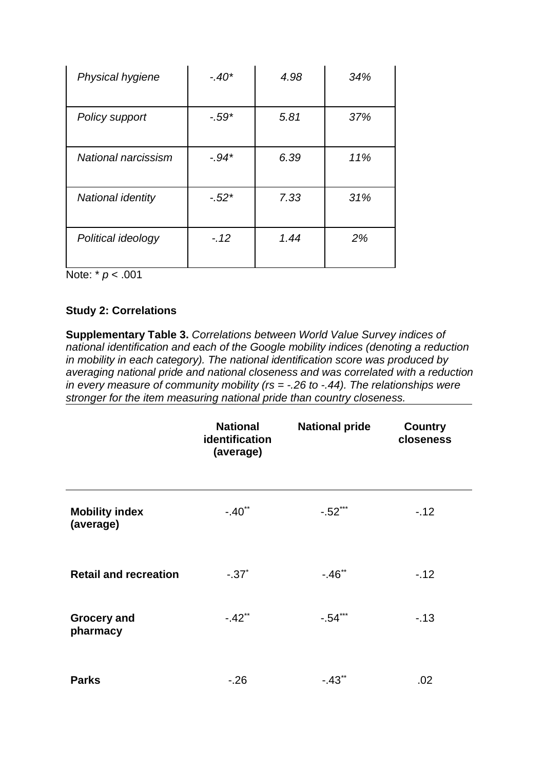| *Physical hygiene* | *-.40\** | *4.98* | *34%* |
|---|---|---|---|
| *Policy support* | *-.59\** | *5.81* | *37%* |
| *National narcissism* | *-.94\** | *6.39* | *11%* |
| *National identity* | *-.52\** | *7.33* | *31%* |
| *Political ideology* | *-.12* | *1.44* | *2%* |

Note: * $p$ < .001

**Study 2: Correlations**

**Supplementary Table 3.** *Correlations between World Value Survey indices of national identification and each of the Google mobility indices (denoting a reduction in mobility in each category). The national identification score was produced by averaging national pride and national closeness and was correlated with a reduction in every measure of community mobility (rs = -.26 to -.44). The relationships were stronger for the item measuring national pride than country closeness.*

| | **National identification (average)** | **National pride** | **Country closeness** |
|---|---|---|---|
| **Mobility index (average)** | -.40** | -.52*** | -.12 |
| **Retail and recreation** | -.37* | -.46** | -.12 |
| **Grocery and pharmacy** | -.42** | -.54*** | -.13 |
| **Parks** | -.26 | -.43** | .02 |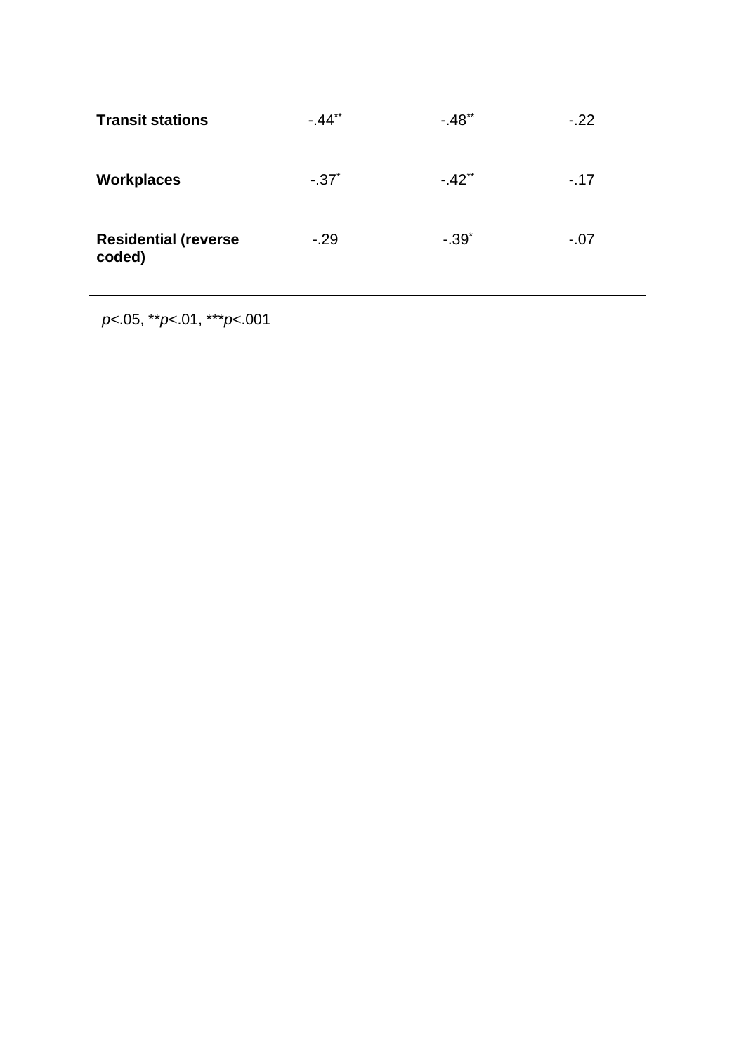| | | | |
|---|---|---|---|
| **Transit stations** | -.44** | -.48** | -.22 |
| **Workplaces** | -.37* | -.42** | -.17 |
| **Residential (reverse coded)** | -.29 | -.39* | -.07 |

*p*<.05, ***p*<.01, ****p*<.001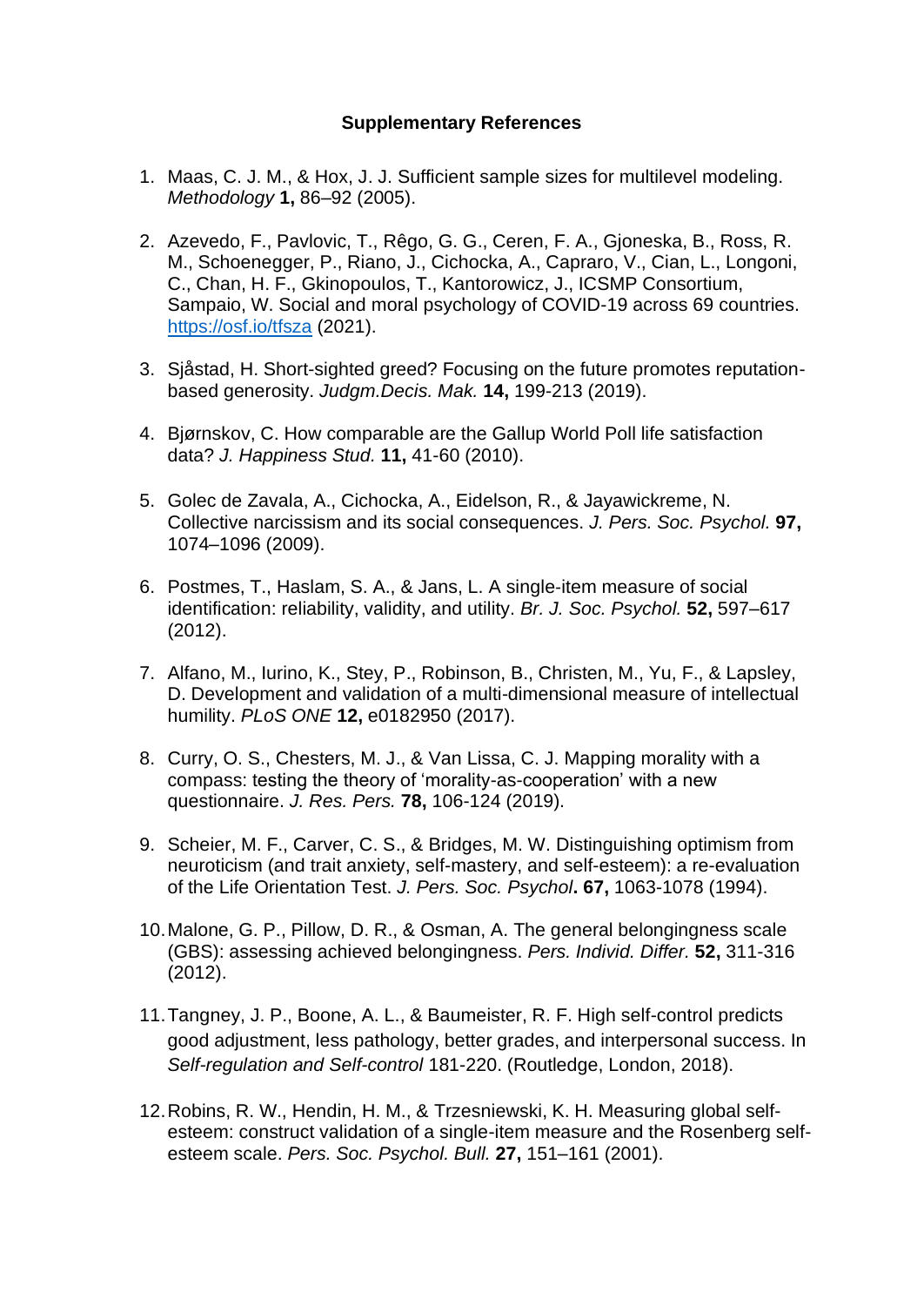**Supplementary References**

1. Maas, C. J. M., & Hox, J. J. Sufficient sample sizes for multilevel modeling. *Methodology* **1,** 86–92 (2005).

2. Azevedo, F., Pavlovic, T., Rêgo, G. G., Ceren, F. A., Gjoneska, B., Ross, R. M., Schoenegger, P., Riano, J., Cichocka, A., Capraro, V., Cian, L., Longoni, C., Chan, H. F., Gkinopoulos, T., Kantorowicz, J., ICSMP Consortium, Sampaio, W. Social and moral psychology of COVID-19 across 69 countries. [https://osf.io/tfsza](https://osf.io/tfsza) (2021).

3. Sjåstad, H. Short-sighted greed? Focusing on the future promotes reputation-based generosity. *Judgm.Decis. Mak.* **14,** 199-213 (2019).

4. Bjørnskov, C. How comparable are the Gallup World Poll life satisfaction data? *J. Happiness Stud.* **11,** 41-60 (2010).

5. Golec de Zavala, A., Cichocka, A., Eidelson, R., & Jayawickreme, N. Collective narcissism and its social consequences. *J. Pers. Soc. Psychol.* **97,** 1074–1096 (2009).

6. Postmes, T., Haslam, S. A., & Jans, L. A single-item measure of social identification: reliability, validity, and utility. *Br. J. Soc. Psychol.* **52,** 597–617 (2012).

7. Alfano, M., Iurino, K., Stey, P., Robinson, B., Christen, M., Yu, F., & Lapsley, D. Development and validation of a multi-dimensional measure of intellectual humility. *PLoS ONE* **12,** e0182950 (2017).

8. Curry, O. S., Chesters, M. J., & Van Lissa, C. J. Mapping morality with a compass: testing the theory of 'morality-as-cooperation' with a new questionnaire. *J. Res. Pers.* **78,** 106-124 (2019).

9. Scheier, M. F., Carver, C. S., & Bridges, M. W. Distinguishing optimism from neuroticism (and trait anxiety, self-mastery, and self-esteem): a re-evaluation of the Life Orientation Test. *J. Pers. Soc. Psychol*. **67,** 1063-1078 (1994).

10. Malone, G. P., Pillow, D. R., & Osman, A. The general belongingness scale (GBS): assessing achieved belongingness. *Pers. Individ. Differ.* **52,** 311-316 (2012).

11. Tangney, J. P., Boone, A. L., & Baumeister, R. F. High self-control predicts good adjustment, less pathology, better grades, and interpersonal success. In *Self-regulation and Self-control* 181-220. (Routledge, London, 2018).

12. Robins, R. W., Hendin, H. M., & Trzesniewski, K. H. Measuring global self-esteem: construct validation of a single-item measure and the Rosenberg self-esteem scale. *Pers. Soc. Psychol. Bull.* **27,** 151–161 (2001).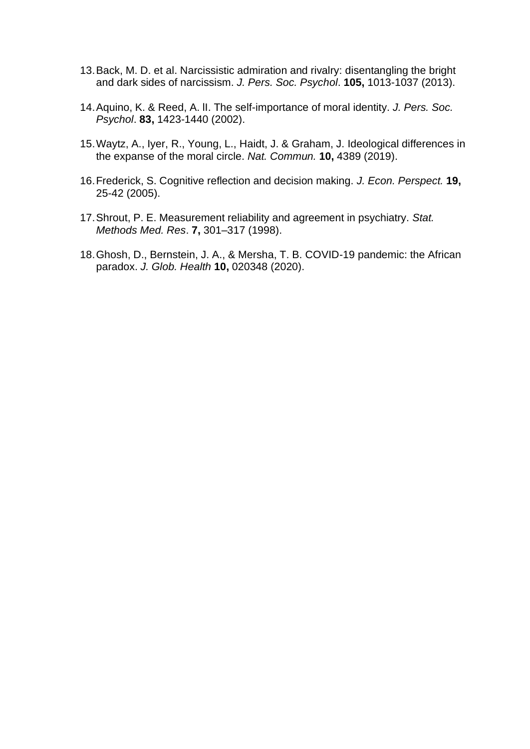13. Back, M. D. et al. Narcissistic admiration and rivalry: disentangling the bright and dark sides of narcissism. *J. Pers. Soc. Psychol*. **105,** 1013-1037 (2013).

14. Aquino, K. & Reed, A. II. The self-importance of moral identity. *J. Pers. Soc. Psychol*. **83,** 1423-1440 (2002).

15. Waytz, A., Iyer, R., Young, L., Haidt, J. & Graham, J. Ideological differences in the expanse of the moral circle. *Nat. Commun.* **10,** 4389 (2019).

16. Frederick, S. Cognitive reflection and decision making. *J. Econ. Perspect.* **19,** 25-42 (2005).

17. Shrout, P. E. Measurement reliability and agreement in psychiatry. *Stat. Methods Med. Res*. **7,** 301–317 (1998).

18. Ghosh, D., Bernstein, J. A., & Mersha, T. B. COVID-19 pandemic: the African paradox. *J. Glob. Health* **10,** 020348 (2020).